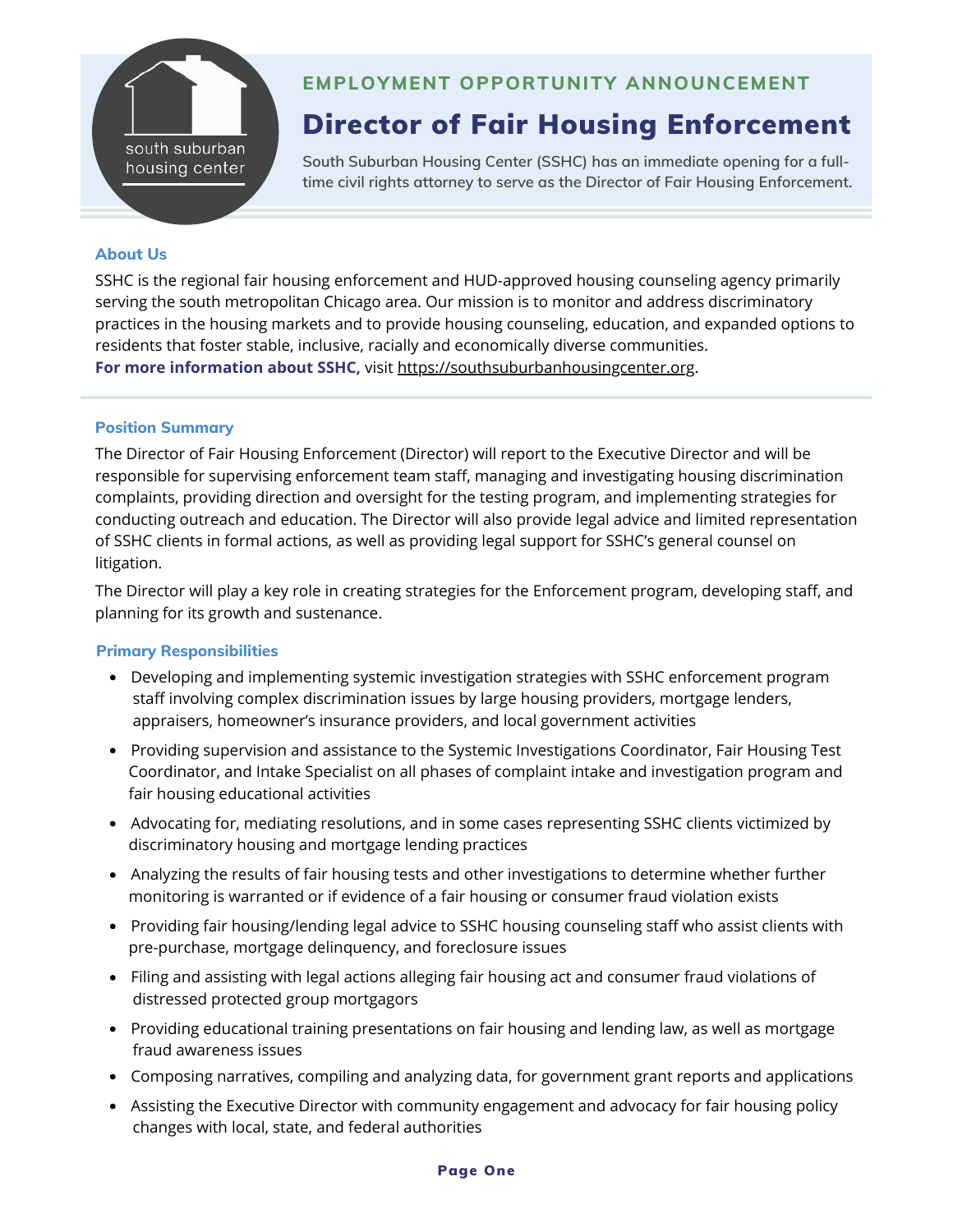south suburban housing center

EMPLOYMENT OPPORTUNITY ANNOUNCEMENT

# Director of Fair Housing Enforcement

South Suburban Housing Center (SSHC) has an immediate opening for a full-time civil rights attorney to serve as the Director of Fair Housing Enforcement.

## About Us

SSHC is the regional fair housing enforcement and HUD-approved housing counseling agency primarily serving the south metropolitan Chicago area. Our mission is to monitor and address discriminatory practices in the housing markets and to provide housing counseling, education, and expanded options to residents that foster stable, inclusive, racially and economically diverse communities.

**For more information about SSHC,** visit https://southsuburbanhousingcenter.org.

## Position Summary

The Director of Fair Housing Enforcement (Director) will report to the Executive Director and will be responsible for supervising enforcement team staff, managing and investigating housing discrimination complaints, providing direction and oversight for the testing program, and implementing strategies for conducting outreach and education. The Director will also provide legal advice and limited representation of SSHC clients in formal actions, as well as providing legal support for SSHC's general counsel on litigation.

The Director will play a key role in creating strategies for the Enforcement program, developing staff, and planning for its growth and sustenance.

## Primary Responsibilities

- Developing and implementing systemic investigation strategies with SSHC enforcement program staff involving complex discrimination issues by large housing providers, mortgage lenders, appraisers, homeowner's insurance providers, and local government activities
- Providing supervision and assistance to the Systemic Investigations Coordinator, Fair Housing Test Coordinator, and Intake Specialist on all phases of complaint intake and investigation program and fair housing educational activities
- Advocating for, mediating resolutions, and in some cases representing SSHC clients victimized by discriminatory housing and mortgage lending practices
- Analyzing the results of fair housing tests and other investigations to determine whether further monitoring is warranted or if evidence of a fair housing or consumer fraud violation exists
- Providing fair housing/lending legal advice to SSHC housing counseling staff who assist clients with pre-purchase, mortgage delinquency, and foreclosure issues
- Filing and assisting with legal actions alleging fair housing act and consumer fraud violations of distressed protected group mortgagors
- Providing educational training presentations on fair housing and lending law, as well as mortgage fraud awareness issues
- Composing narratives, compiling and analyzing data, for government grant reports and applications
- Assisting the Executive Director with community engagement and advocacy for fair housing policy changes with local, state, and federal authorities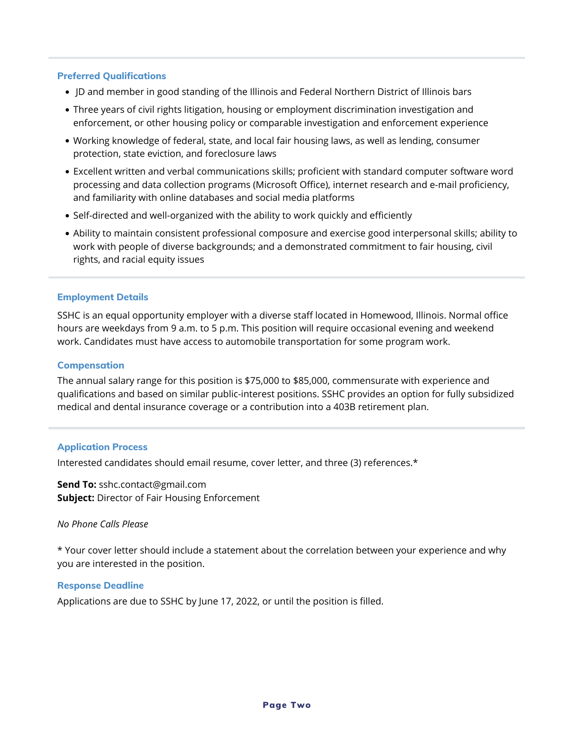### Preferred Qualifications

- JD and member in good standing of the Illinois and Federal Northern District of Illinois bars
- Three years of civil rights litigation, housing or employment discrimination investigation and enforcement, or other housing policy or comparable investigation and enforcement experience
- Working knowledge of federal, state, and local fair housing laws, as well as lending, consumer protection, state eviction, and foreclosure laws
- Excellent written and verbal communications skills; proficient with standard computer software word processing and data collection programs (Microsoft Office), internet research and e-mail proficiency, and familiarity with online databases and social media platforms
- Self-directed and well-organized with the ability to work quickly and efficiently
- Ability to maintain consistent professional composure and exercise good interpersonal skills; ability to work with people of diverse backgrounds; and a demonstrated commitment to fair housing, civil rights, and racial equity issues

### Employment Details

SSHC is an equal opportunity employer with a diverse staff located in Homewood, Illinois. Normal office hours are weekdays from 9 a.m. to 5 p.m. This position will require occasional evening and weekend work. Candidates must have access to automobile transportation for some program work.

### Compensation

The annual salary range for this position is $75,000 to $85,000, commensurate with experience and qualifications and based on similar public-interest positions. SSHC provides an option for fully subsidized medical and dental insurance coverage or a contribution into a 403B retirement plan.

### Application Process

Interested candidates should email resume, cover letter, and three (3) references.*

**Send To:** sshc.contact@gmail.com
**Subject:** Director of Fair Housing Enforcement

*No Phone Calls Please*

* Your cover letter should include a statement about the correlation between your experience and why you are interested in the position.

### Response Deadline

Applications are due to SSHC by June 17, 2022, or until the position is filled.